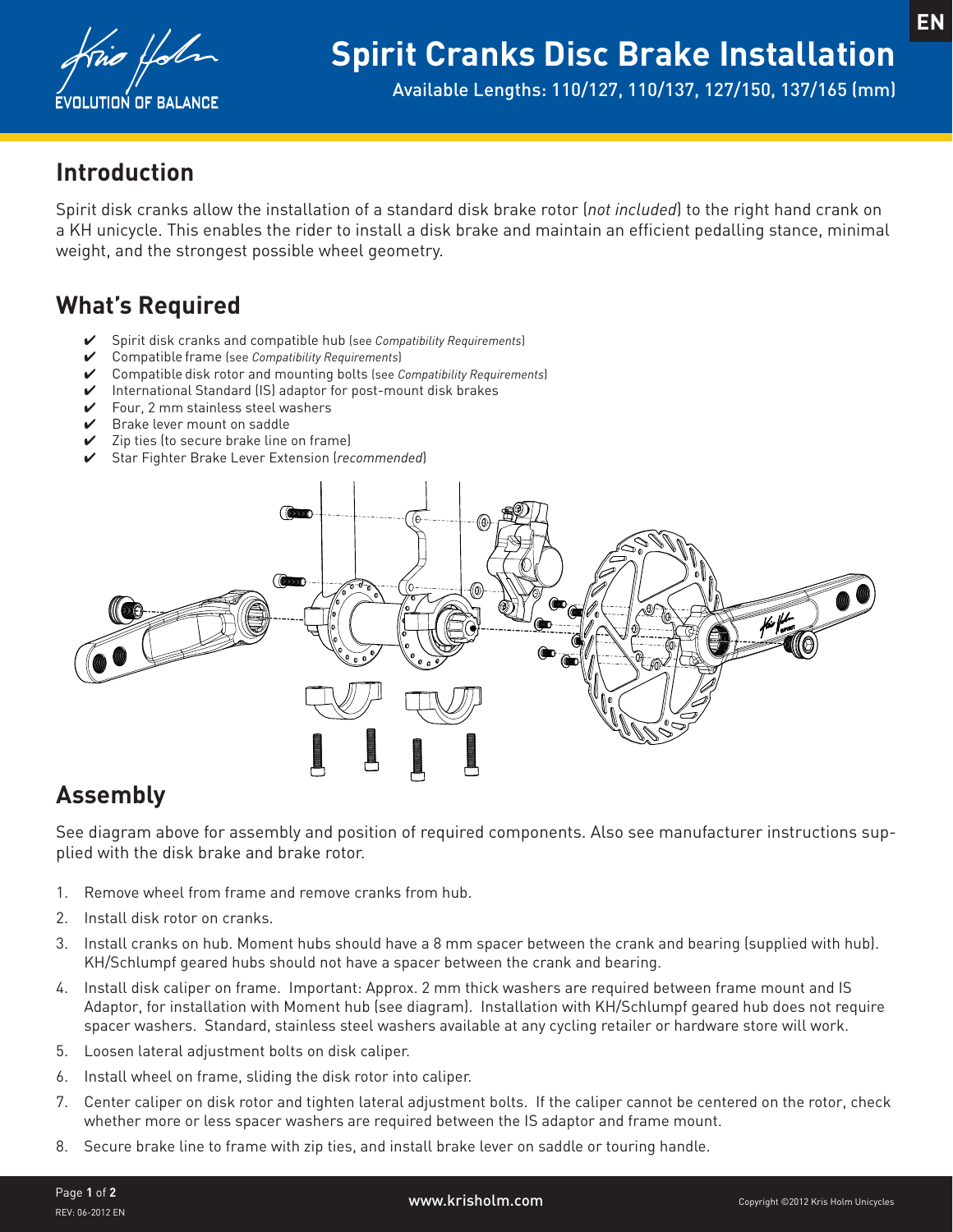# Spirit Cranks Disc Brake Installation

Available Lengths: 110/127, 110/137, 127/150, 137/165 (mm)

## Introduction

Spirit disk cranks allow the installation of a standard disk brake rotor (*not included*) to the right hand crank on a KH unicycle. This enables the rider to install a disk brake and maintain an efficient pedalling stance, minimal weight, and the strongest possible wheel geometry.

## What's Required

- ✔ Spirit disk cranks and compatible hub (see *Compatibility Requirements*)
- ✔ Compatible frame (see *Compatibility Requirements*)
- ✔ Compatible disk rotor and mounting bolts (see *Compatibility Requirements*)
- ✔ International Standard (IS) adaptor for post-mount disk brakes
- ✔ Four, 2 mm stainless steel washers
- ✔ Brake lever mount on saddle
- ✔ Zip ties (to secure brake line on frame)
- ✔ Star Fighter Brake Lever Extension (*recommended*)

## Assembly

See diagram above for assembly and position of required components. Also see manufacturer instructions supplied with the disk brake and brake rotor.

1. Remove wheel from frame and remove cranks from hub.
2. Install disk rotor on cranks.
3. Install cranks on hub. Moment hubs should have a 8 mm spacer between the crank and bearing (supplied with hub). KH/Schlumpf geared hubs should not have a spacer between the crank and bearing.
4. Install disk caliper on frame. Important: Approx. 2 mm thick washers are required between frame mount and IS Adaptor, for installation with Moment hub (see diagram). Installation with KH/Schlumpf geared hub does not require spacer washers. Standard, stainless steel washers available at any cycling retailer or hardware store will work.
5. Loosen lateral adjustment bolts on disk caliper.
6. Install wheel on frame, sliding the disk rotor into caliper.
7. Center caliper on disk rotor and tighten lateral adjustment bolts. If the caliper cannot be centered on the rotor, check whether more or less spacer washers are required between the IS adaptor and frame mount.
8. Secure brake line to frame with zip ties, and install brake lever on saddle or touring handle.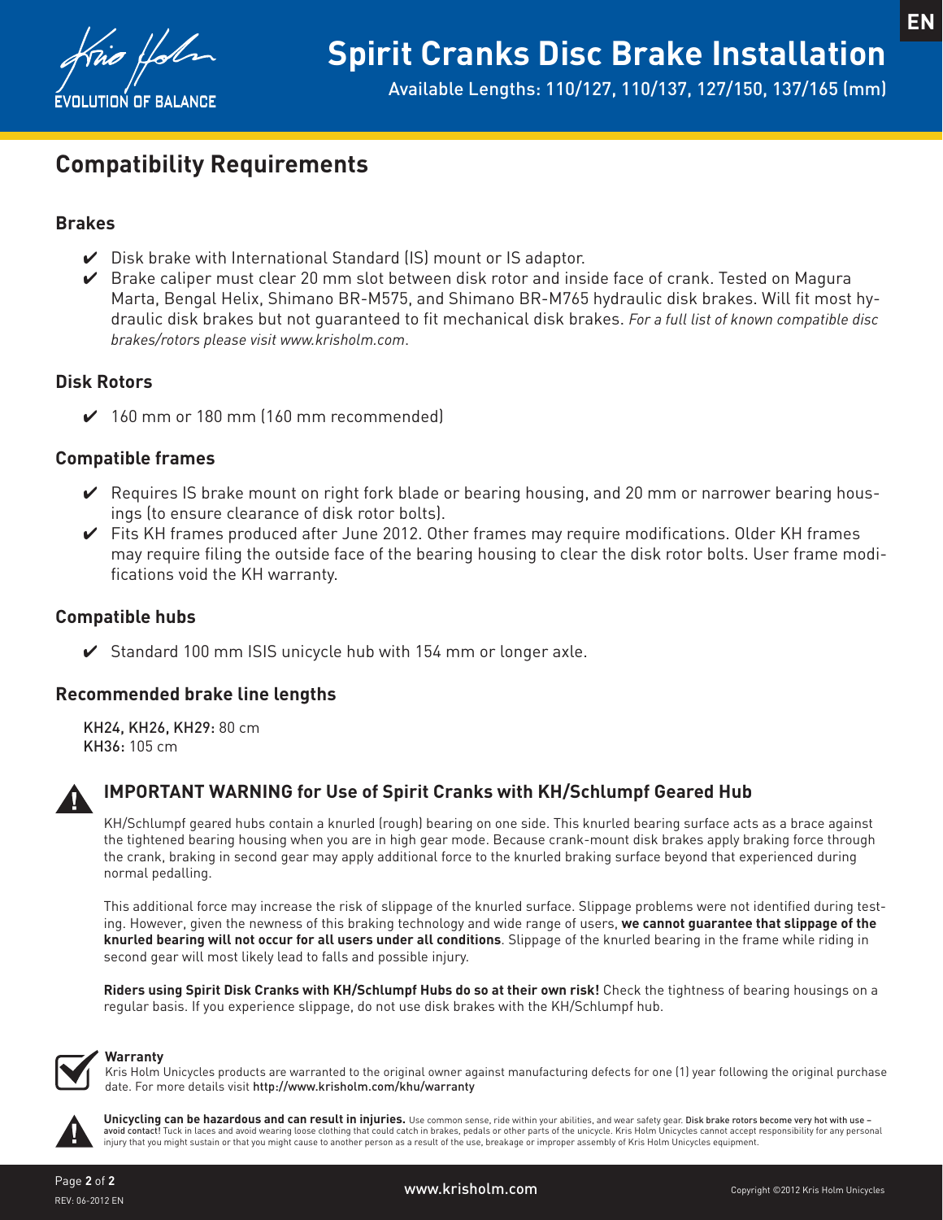# Spirit Cranks Disc Brake Installation

Available Lengths: 110/127, 110/137, 127/150, 137/165 (mm)

## Compatibility Requirements

### Brakes

- ✔ Disk brake with International Standard (IS) mount or IS adaptor.
- ✔ Brake caliper must clear 20 mm slot between disk rotor and inside face of crank. Tested on Magura Marta, Bengal Helix, Shimano BR-M575, and Shimano BR-M765 hydraulic disk brakes. Will fit most hydraulic disk brakes but not guaranteed to fit mechanical disk brakes. *For a full list of known compatible disc brakes/rotors please visit www.krisholm.com*.

### Disk Rotors

- ✔ 160 mm or 180 mm (160 mm recommended)

### Compatible frames

- ✔ Requires IS brake mount on right fork blade or bearing housing, and 20 mm or narrower bearing housings (to ensure clearance of disk rotor bolts).
- ✔ Fits KH frames produced after June 2012. Other frames may require modifications. Older KH frames may require filing the outside face of the bearing housing to clear the disk rotor bolts. User frame modifications void the KH warranty.

### Compatible hubs

- ✔ Standard 100 mm ISIS unicycle hub with 154 mm or longer axle.

### Recommended brake line lengths

KH24, KH26, KH29: 80 cm
KH36: 105 cm

### IMPORTANT WARNING for Use of Spirit Cranks with KH/Schlumpf Geared Hub

KH/Schlumpf geared hubs contain a knurled (rough) bearing on one side. This knurled bearing surface acts as a brace against the tightened bearing housing when you are in high gear mode. Because crank-mount disk brakes apply braking force through the crank, braking in second gear may apply additional force to the knurled braking surface beyond that experienced during normal pedalling.

This additional force may increase the risk of slippage of the knurled surface. Slippage problems were not identified during testing. However, given the newness of this braking technology and wide range of users, **we cannot guarantee that slippage of the knurled bearing will not occur for all users under all conditions**. Slippage of the knurled bearing in the frame while riding in second gear will most likely lead to falls and possible injury.

**Riders using Spirit Disk Cranks with KH/Schlumpf Hubs do so at their own risk!** Check the tightness of bearing housings on a regular basis. If you experience slippage, do not use disk brakes with the KH/Schlumpf hub.

**Warranty**
Kris Holm Unicycles products are warranted to the original owner against manufacturing defects for one (1) year following the original purchase date. For more details visit http://www.krisholm.com/khu/warranty

**Unicycling can be hazardous and can result in injuries.** Use common sense, ride within your abilities, and wear safety gear. **Disk brake rotors become very hot with use – avoid contact!** Tuck in laces and avoid wearing loose clothing that could catch in brakes, pedals or other parts of the unicycle. Kris Holm Unicycles cannot accept responsibility for any personal injury that you might sustain or that you might cause to another person as a result of the use, breakage or improper assembly of Kris Holm Unicycles equipment.